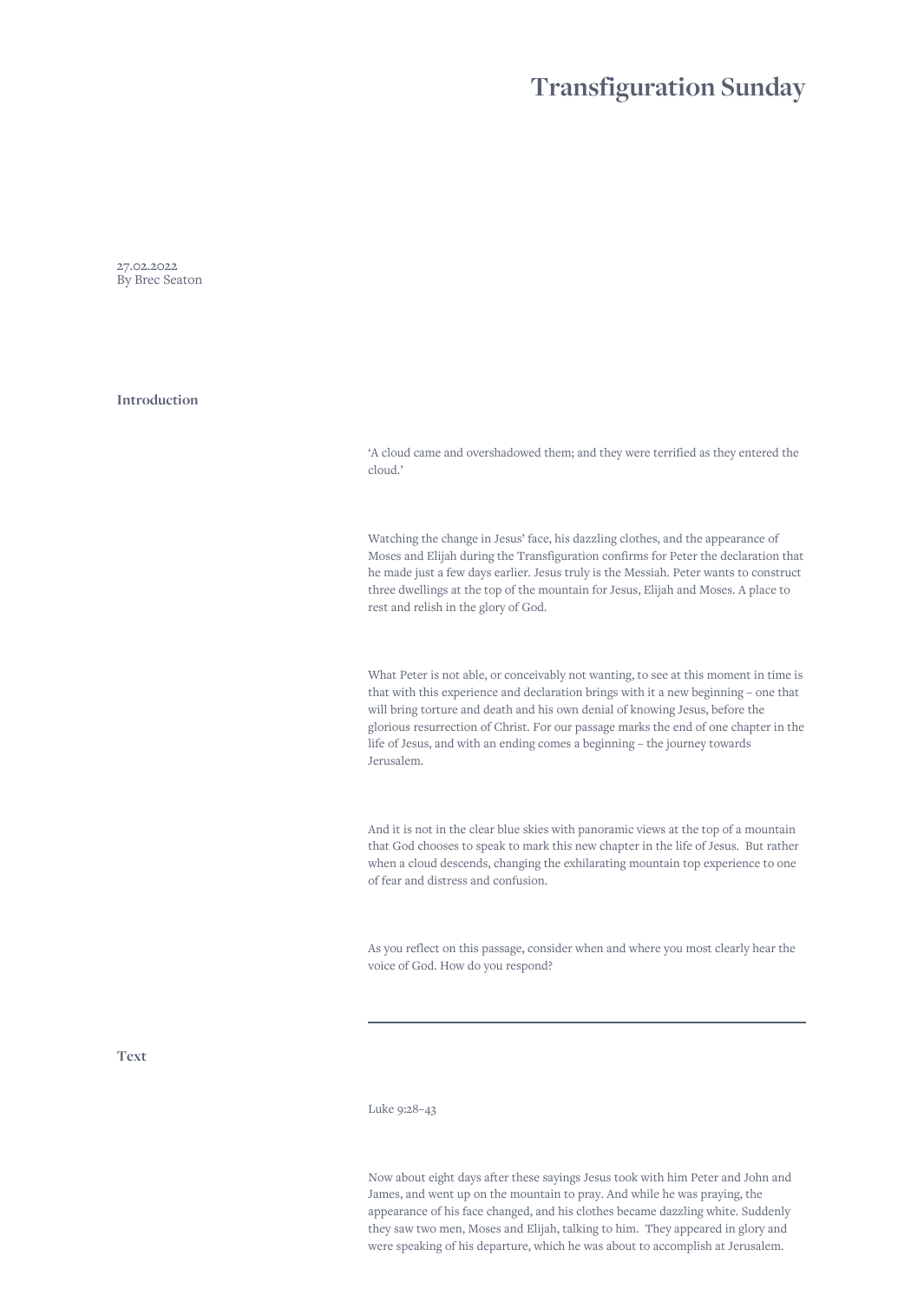# Transfiguration Sunday

27.02.2022
By Brec Seaton

## Introduction

‘A cloud came and overshadowed them; and they were terrified as they entered the cloud.’

Watching the change in Jesus’ face, his dazzling clothes, and the appearance of Moses and Elijah during the Transfiguration confirms for Peter the declaration that he made just a few days earlier. Jesus truly is the Messiah. Peter wants to construct three dwellings at the top of the mountain for Jesus, Elijah and Moses. A place to rest and relish in the glory of God.

What Peter is not able, or conceivably not wanting, to see at this moment in time is that with this experience and declaration brings with it a new beginning – one that will bring torture and death and his own denial of knowing Jesus, before the glorious resurrection of Christ. For our passage marks the end of one chapter in the life of Jesus, and with an ending comes a beginning – the journey towards Jerusalem.

And it is not in the clear blue skies with panoramic views at the top of a mountain that God chooses to speak to mark this new chapter in the life of Jesus. But rather when a cloud descends, changing the exhilarating mountain top experience to one of fear and distress and confusion.

As you reflect on this passage, consider when and where you most clearly hear the voice of God. How do you respond?

---

## Text

Luke 9:28–43

Now about eight days after these sayings Jesus took with him Peter and John and James, and went up on the mountain to pray. And while he was praying, the appearance of his face changed, and his clothes became dazzling white. Suddenly they saw two men, Moses and Elijah, talking to him. They appeared in glory and were speaking of his departure, which he was about to accomplish at Jerusalem.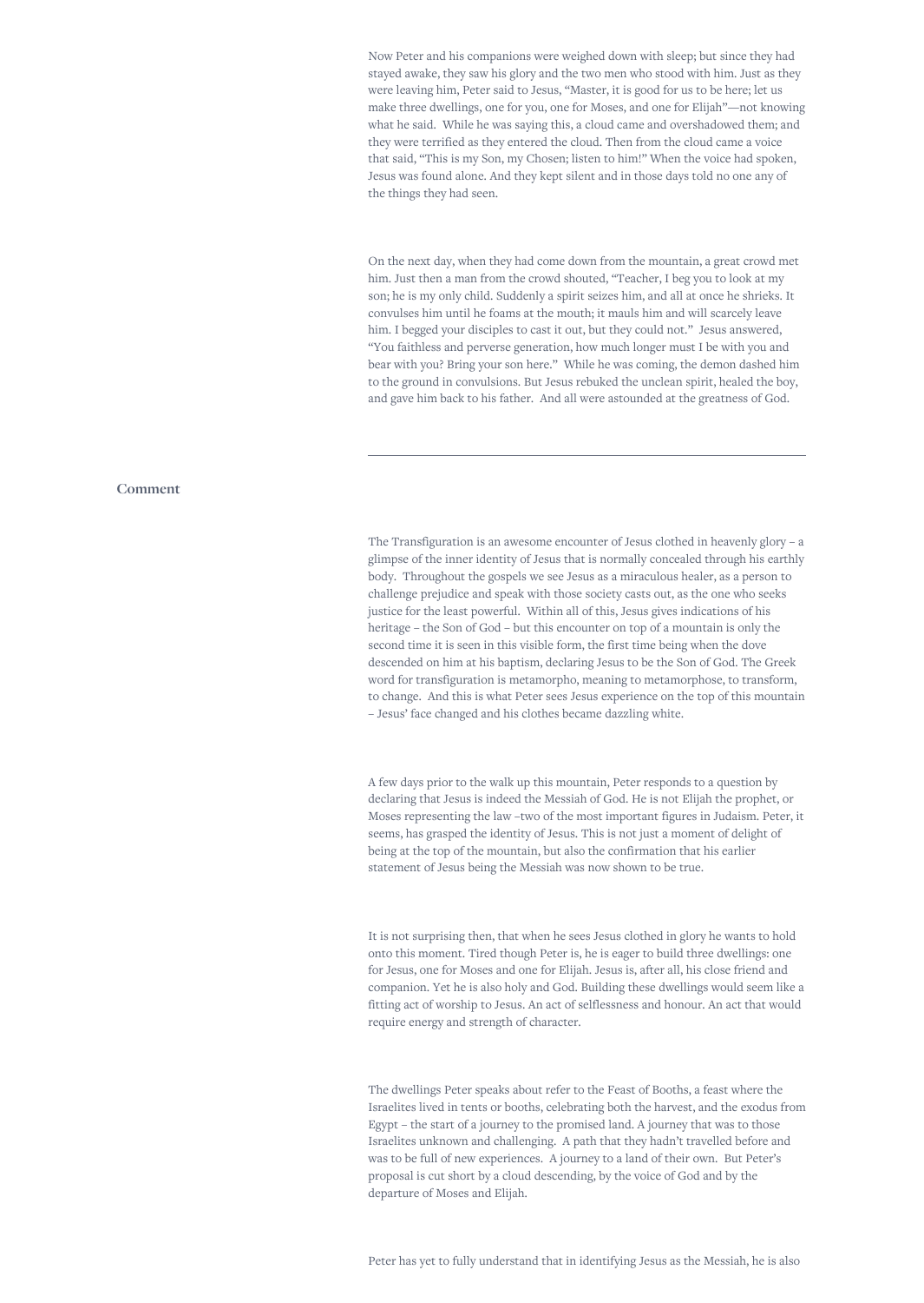Now Peter and his companions were weighed down with sleep; but since they had stayed awake, they saw his glory and the two men who stood with him. Just as they were leaving him, Peter said to Jesus, "Master, it is good for us to be here; let us make three dwellings, one for you, one for Moses, and one for Elijah"—not knowing what he said. While he was saying this, a cloud came and overshadowed them; and they were terrified as they entered the cloud. Then from the cloud came a voice that said, "This is my Son, my Chosen; listen to him!" When the voice had spoken, Jesus was found alone. And they kept silent and in those days told no one any of the things they had seen.

On the next day, when they had come down from the mountain, a great crowd met him. Just then a man from the crowd shouted, "Teacher, I beg you to look at my son; he is my only child. Suddenly a spirit seizes him, and all at once he shrieks. It convulses him until he foams at the mouth; it mauls him and will scarcely leave him. I begged your disciples to cast it out, but they could not." Jesus answered, "You faithless and perverse generation, how much longer must I be with you and bear with you? Bring your son here." While he was coming, the demon dashed him to the ground in convulsions. But Jesus rebuked the unclean spirit, healed the boy, and gave him back to his father. And all were astounded at the greatness of God.

---

## Comment

The Transfiguration is an awesome encounter of Jesus clothed in heavenly glory – a glimpse of the inner identity of Jesus that is normally concealed through his earthly body. Throughout the gospels we see Jesus as a miraculous healer, as a person to challenge prejudice and speak with those society casts out, as the one who seeks justice for the least powerful. Within all of this, Jesus gives indications of his heritage – the Son of God – but this encounter on top of a mountain is only the second time it is seen in this visible form, the first time being when the dove descended on him at his baptism, declaring Jesus to be the Son of God. The Greek word for transfiguration is metamorpho, meaning to metamorphose, to transform, to change. And this is what Peter sees Jesus experience on the top of this mountain – Jesus' face changed and his clothes became dazzling white.

A few days prior to the walk up this mountain, Peter responds to a question by declaring that Jesus is indeed the Messiah of God. He is not Elijah the prophet, or Moses representing the law –two of the most important figures in Judaism. Peter, it seems, has grasped the identity of Jesus. This is not just a moment of delight of being at the top of the mountain, but also the confirmation that his earlier statement of Jesus being the Messiah was now shown to be true.

It is not surprising then, that when he sees Jesus clothed in glory he wants to hold onto this moment. Tired though Peter is, he is eager to build three dwellings: one for Jesus, one for Moses and one for Elijah. Jesus is, after all, his close friend and companion. Yet he is also holy and God. Building these dwellings would seem like a fitting act of worship to Jesus. An act of selflessness and honour. An act that would require energy and strength of character.

The dwellings Peter speaks about refer to the Feast of Booths, a feast where the Israelites lived in tents or booths, celebrating both the harvest, and the exodus from Egypt – the start of a journey to the promised land. A journey that was to those Israelites unknown and challenging. A path that they hadn't travelled before and was to be full of new experiences. A journey to a land of their own. But Peter's proposal is cut short by a cloud descending, by the voice of God and by the departure of Moses and Elijah.

Peter has yet to fully understand that in identifying Jesus as the Messiah, he is also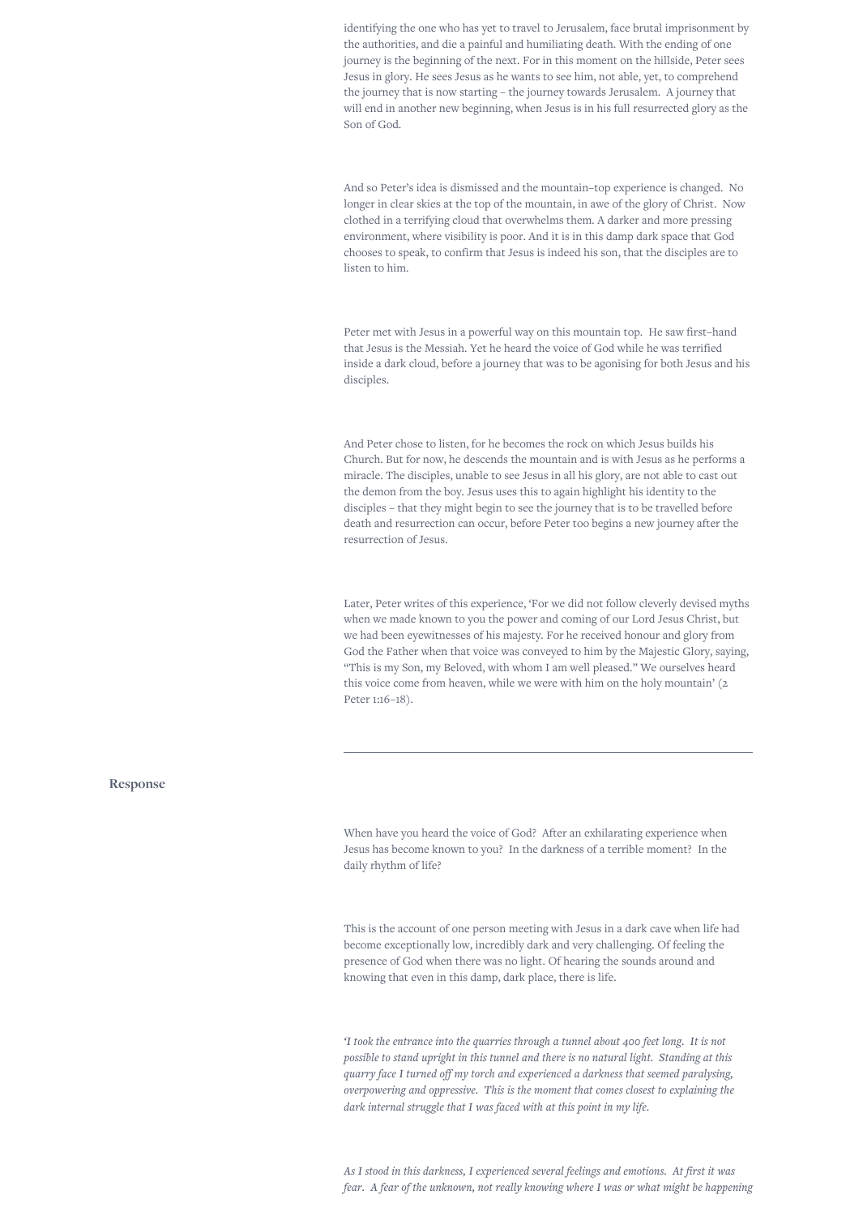identifying the one who has yet to travel to Jerusalem, face brutal imprisonment by the authorities, and die a painful and humiliating death. With the ending of one journey is the beginning of the next. For in this moment on the hillside, Peter sees Jesus in glory. He sees Jesus as he wants to see him, not able, yet, to comprehend the journey that is now starting – the journey towards Jerusalem. A journey that will end in another new beginning, when Jesus is in his full resurrected glory as the Son of God.

And so Peter's idea is dismissed and the mountain-top experience is changed. No longer in clear skies at the top of the mountain, in awe of the glory of Christ. Now clothed in a terrifying cloud that overwhelms them. A darker and more pressing environment, where visibility is poor. And it is in this damp dark space that God chooses to speak, to confirm that Jesus is indeed his son, that the disciples are to listen to him.

Peter met with Jesus in a powerful way on this mountain top. He saw first-hand that Jesus is the Messiah. Yet he heard the voice of God while he was terrified inside a dark cloud, before a journey that was to be agonising for both Jesus and his disciples.

And Peter chose to listen, for he becomes the rock on which Jesus builds his Church. But for now, he descends the mountain and is with Jesus as he performs a miracle. The disciples, unable to see Jesus in all his glory, are not able to cast out the demon from the boy. Jesus uses this to again highlight his identity to the disciples – that they might begin to see the journey that is to be travelled before death and resurrection can occur, before Peter too begins a new journey after the resurrection of Jesus.

Later, Peter writes of this experience, 'For we did not follow cleverly devised myths when we made known to you the power and coming of our Lord Jesus Christ, but we had been eyewitnesses of his majesty. For he received honour and glory from God the Father when that voice was conveyed to him by the Majestic Glory, saying, "This is my Son, my Beloved, with whom I am well pleased." We ourselves heard this voice come from heaven, while we were with him on the holy mountain' (2 Peter 1:16–18).

---

## Response

When have you heard the voice of God? After an exhilarating experience when Jesus has become known to you? In the darkness of a terrible moment? In the daily rhythm of life?

This is the account of one person meeting with Jesus in a dark cave when life had become exceptionally low, incredibly dark and very challenging. Of feeling the presence of God when there was no light. Of hearing the sounds around and knowing that even in this damp, dark place, there is life.

*'I took the entrance into the quarries through a tunnel about 400 feet long. It is not possible to stand upright in this tunnel and there is no natural light. Standing at this quarry face I turned off my torch and experienced a darkness that seemed paralysing, overpowering and oppressive. This is the moment that comes closest to explaining the dark internal struggle that I was faced with at this point in my life.*

*As I stood in this darkness, I experienced several feelings and emotions. At first it was fear. A fear of the unknown, not really knowing where I was or what might be happening*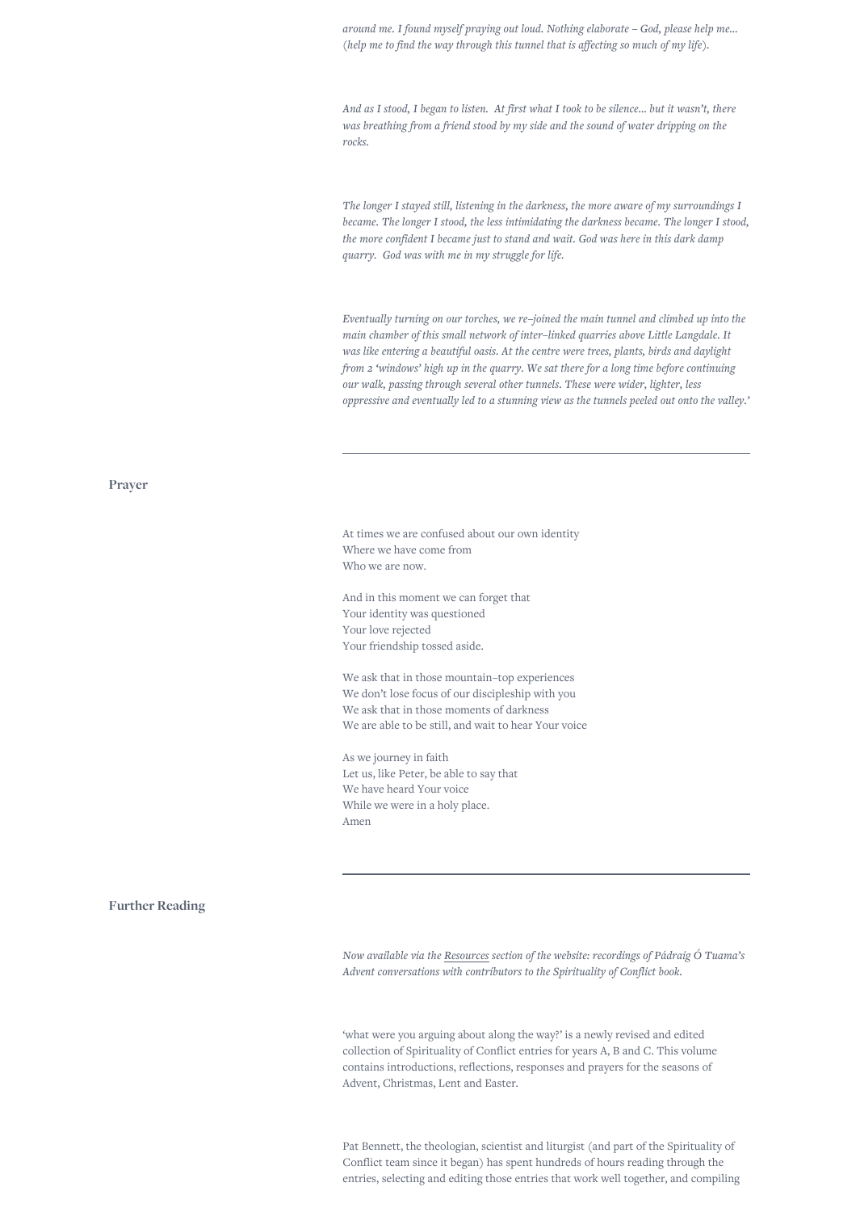*around me. I found myself praying out loud. Nothing elaborate – God, please help me… (help me to find the way through this tunnel that is affecting so much of my life).*

*And as I stood, I began to listen. At first what I took to be silence… but it wasn't, there was breathing from a friend stood by my side and the sound of water dripping on the rocks.*

*The longer I stayed still, listening in the darkness, the more aware of my surroundings I became. The longer I stood, the less intimidating the darkness became. The longer I stood, the more confident I became just to stand and wait. God was here in this dark damp quarry. God was with me in my struggle for life.*

*Eventually turning on our torches, we re–joined the main tunnel and climbed up into the main chamber of this small network of inter–linked quarries above Little Langdale. It was like entering a beautiful oasis. At the centre were trees, plants, birds and daylight from 2 'windows' high up in the quarry. We sat there for a long time before continuing our walk, passing through several other tunnels. These were wider, lighter, less oppressive and eventually led to a stunning view as the tunnels peeled out onto the valley.'*

---

## Prayer

At times we are confused about our own identity
Where we have come from
Who we are now.

And in this moment we can forget that
Your identity was questioned
Your love rejected
Your friendship tossed aside.

We ask that in those mountain–top experiences
We don't lose focus of our discipleship with you
We ask that in those moments of darkness
We are able to be still, and wait to hear Your voice

As we journey in faith
Let us, like Peter, be able to say that
We have heard Your voice
While we were in a holy place.
Amen

---

## Further Reading

*Now available via the Resources section of the website: recordings of Pádraig Ó Tuama's Advent conversations with contributors to the Spirituality of Conflict book.*

'what were you arguing about along the way?' is a newly revised and edited collection of Spirituality of Conflict entries for years A, B and C. This volume contains introductions, reflections, responses and prayers for the seasons of Advent, Christmas, Lent and Easter.

Pat Bennett, the theologian, scientist and liturgist (and part of the Spirituality of Conflict team since it began) has spent hundreds of hours reading through the entries, selecting and editing those entries that work well together, and compiling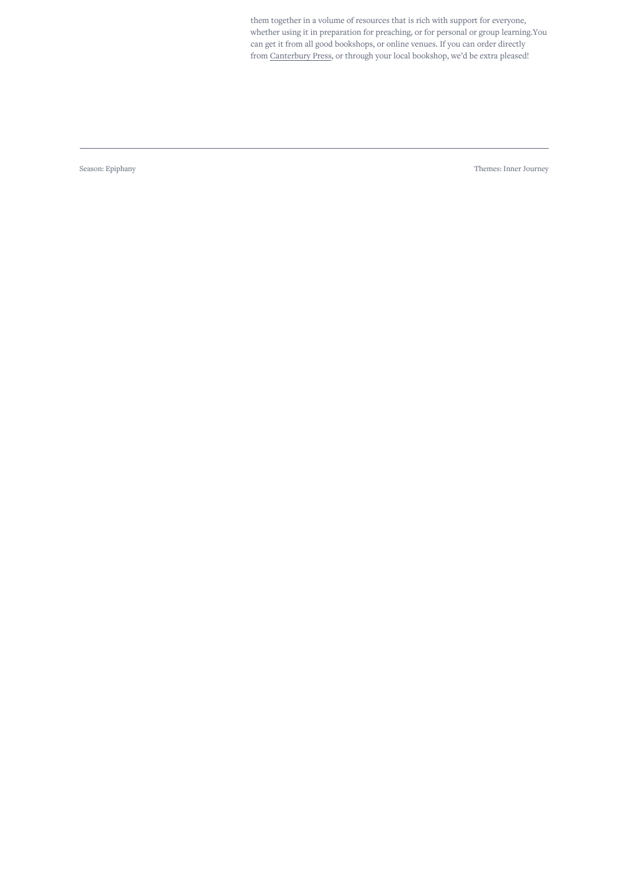them together in a volume of resources that is rich with support for everyone, whether using it in preparation for preaching, or for personal or group learning.You can get it from all good bookshops, or online venues. If you can order directly from Canterbury Press, or through your local bookshop, we'd be extra pleased!

---

Season: Epiphany

Themes: Inner Journey